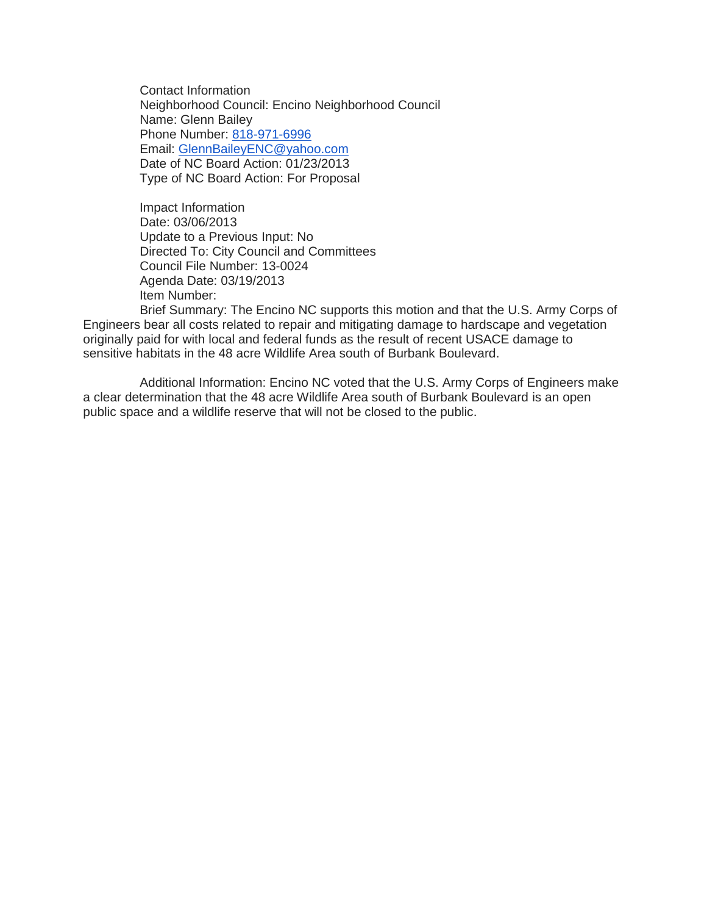Contact Information
Neighborhood Council: Encino Neighborhood Council
Name: Glenn Bailey
Phone Number: 818-971-6996
Email: GlennBaileyENC@yahoo.com
Date of NC Board Action: 01/23/2013
Type of NC Board Action: For Proposal

Impact Information
Date: 03/06/2013
Update to a Previous Input: No
Directed To: City Council and Committees
Council File Number: 13-0024
Agenda Date: 03/19/2013
Item Number:
Brief Summary: The Encino NC supports this motion and that the U.S. Army Corps of Engineers bear all costs related to repair and mitigating damage to hardscape and vegetation originally paid for with local and federal funds as the result of recent USACE damage to sensitive habitats in the 48 acre Wildlife Area south of Burbank Boulevard.

Additional Information: Encino NC voted that the U.S. Army Corps of Engineers make a clear determination that the 48 acre Wildlife Area south of Burbank Boulevard is an open public space and a wildlife reserve that will not be closed to the public.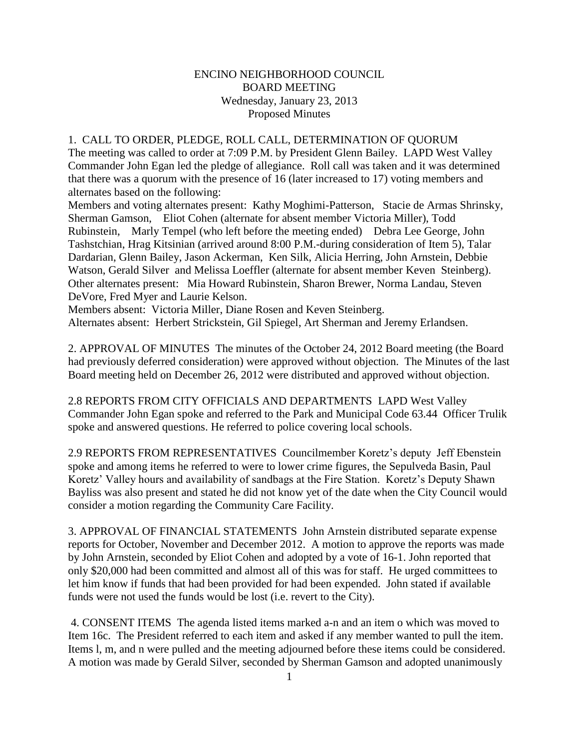ENCINO NEIGHBORHOOD COUNCIL
BOARD MEETING
Wednesday, January 23, 2013
Proposed Minutes

1. CALL TO ORDER, PLEDGE, ROLL CALL, DETERMINATION OF QUORUM
The meeting was called to order at 7:09 P.M. by President Glenn Bailey. LAPD West Valley Commander John Egan led the pledge of allegiance. Roll call was taken and it was determined that there was a quorum with the presence of 16 (later increased to 17) voting members and alternates based on the following:
Members and voting alternates present: Kathy Moghimi-Patterson, Stacie de Armas Shrinsky, Sherman Gamson, Eliot Cohen (alternate for absent member Victoria Miller), Todd Rubinstein, Marly Tempel (who left before the meeting ended) Debra Lee George, John Tashstchian, Hrag Kitsinian (arrived around 8:00 P.M.-during consideration of Item 5), Talar Dardarian, Glenn Bailey, Jason Ackerman, Ken Silk, Alicia Herring, John Arnstein, Debbie Watson, Gerald Silver and Melissa Loeffler (alternate for absent member Keven Steinberg).
Other alternates present: Mia Howard Rubinstein, Sharon Brewer, Norma Landau, Steven DeVore, Fred Myer and Laurie Kelson.
Members absent: Victoria Miller, Diane Rosen and Keven Steinberg.
Alternates absent: Herbert Strickstein, Gil Spiegel, Art Sherman and Jeremy Erlandsen.

2. APPROVAL OF MINUTES The minutes of the October 24, 2012 Board meeting (the Board had previously deferred consideration) were approved without objection. The Minutes of the last Board meeting held on December 26, 2012 were distributed and approved without objection.

2.8 REPORTS FROM CITY OFFICIALS AND DEPARTMENTS LAPD West Valley Commander John Egan spoke and referred to the Park and Municipal Code 63.44 Officer Trulik spoke and answered questions. He referred to police covering local schools.

2.9 REPORTS FROM REPRESENTATIVES Councilmember Koretz's deputy Jeff Ebenstein spoke and among items he referred to were to lower crime figures, the Sepulveda Basin, Paul Koretz' Valley hours and availability of sandbags at the Fire Station. Koretz's Deputy Shawn Bayliss was also present and stated he did not know yet of the date when the City Council would consider a motion regarding the Community Care Facility.

3. APPROVAL OF FINANCIAL STATEMENTS John Arnstein distributed separate expense reports for October, November and December 2012. A motion to approve the reports was made by John Arnstein, seconded by Eliot Cohen and adopted by a vote of 16-1. John reported that only $20,000 had been committed and almost all of this was for staff. He urged committees to let him know if funds that had been provided for had been expended. John stated if available funds were not used the funds would be lost (i.e. revert to the City).

4. CONSENT ITEMS The agenda listed items marked a-n and an item o which was moved to Item 16c. The President referred to each item and asked if any member wanted to pull the item. Items l, m, and n were pulled and the meeting adjourned before these items could be considered. A motion was made by Gerald Silver, seconded by Sherman Gamson and adopted unanimously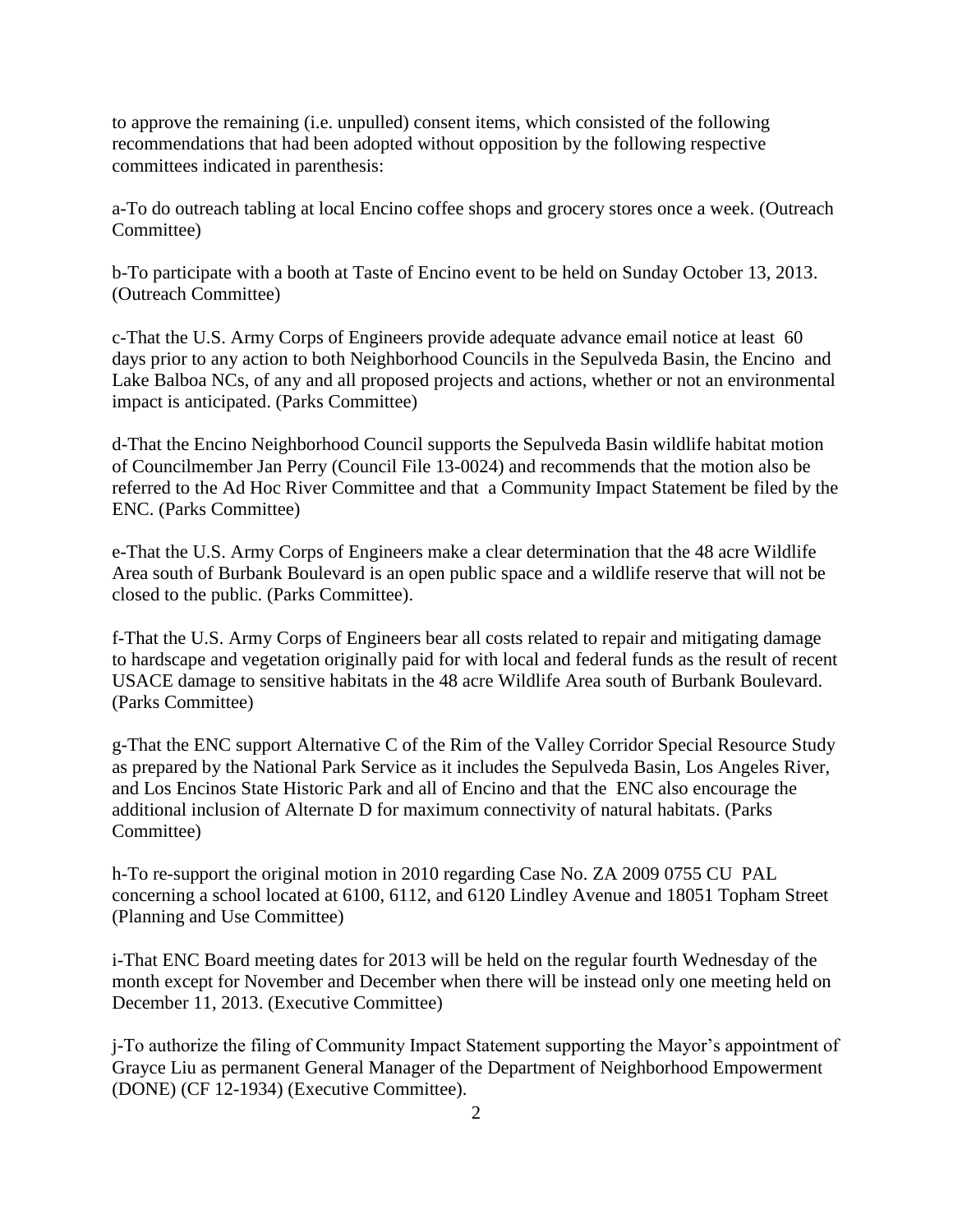to approve the remaining (i.e. unpulled) consent items, which consisted of the following recommendations that had been adopted without opposition by the following respective committees indicated in parenthesis:

a-To do outreach tabling at local Encino coffee shops and grocery stores once a week. (Outreach Committee)

b-To participate with a booth at Taste of Encino event to be held on Sunday October 13, 2013. (Outreach Committee)

c-That the U.S. Army Corps of Engineers provide adequate advance email notice at least 60 days prior to any action to both Neighborhood Councils in the Sepulveda Basin, the Encino and Lake Balboa NCs, of any and all proposed projects and actions, whether or not an environmental impact is anticipated. (Parks Committee)

d-That the Encino Neighborhood Council supports the Sepulveda Basin wildlife habitat motion of Councilmember Jan Perry (Council File 13-0024) and recommends that the motion also be referred to the Ad Hoc River Committee and that a Community Impact Statement be filed by the ENC. (Parks Committee)

e-That the U.S. Army Corps of Engineers make a clear determination that the 48 acre Wildlife Area south of Burbank Boulevard is an open public space and a wildlife reserve that will not be closed to the public. (Parks Committee).

f-That the U.S. Army Corps of Engineers bear all costs related to repair and mitigating damage to hardscape and vegetation originally paid for with local and federal funds as the result of recent USACE damage to sensitive habitats in the 48 acre Wildlife Area south of Burbank Boulevard. (Parks Committee)

g-That the ENC support Alternative C of the Rim of the Valley Corridor Special Resource Study as prepared by the National Park Service as it includes the Sepulveda Basin, Los Angeles River, and Los Encinos State Historic Park and all of Encino and that the ENC also encourage the additional inclusion of Alternate D for maximum connectivity of natural habitats. (Parks Committee)

h-To re-support the original motion in 2010 regarding Case No. ZA 2009 0755 CU PAL concerning a school located at 6100, 6112, and 6120 Lindley Avenue and 18051 Topham Street (Planning and Use Committee)

i-That ENC Board meeting dates for 2013 will be held on the regular fourth Wednesday of the month except for November and December when there will be instead only one meeting held on December 11, 2013. (Executive Committee)

j-To authorize the filing of Community Impact Statement supporting the Mayor's appointment of Grayce Liu as permanent General Manager of the Department of Neighborhood Empowerment (DONE) (CF 12-1934) (Executive Committee).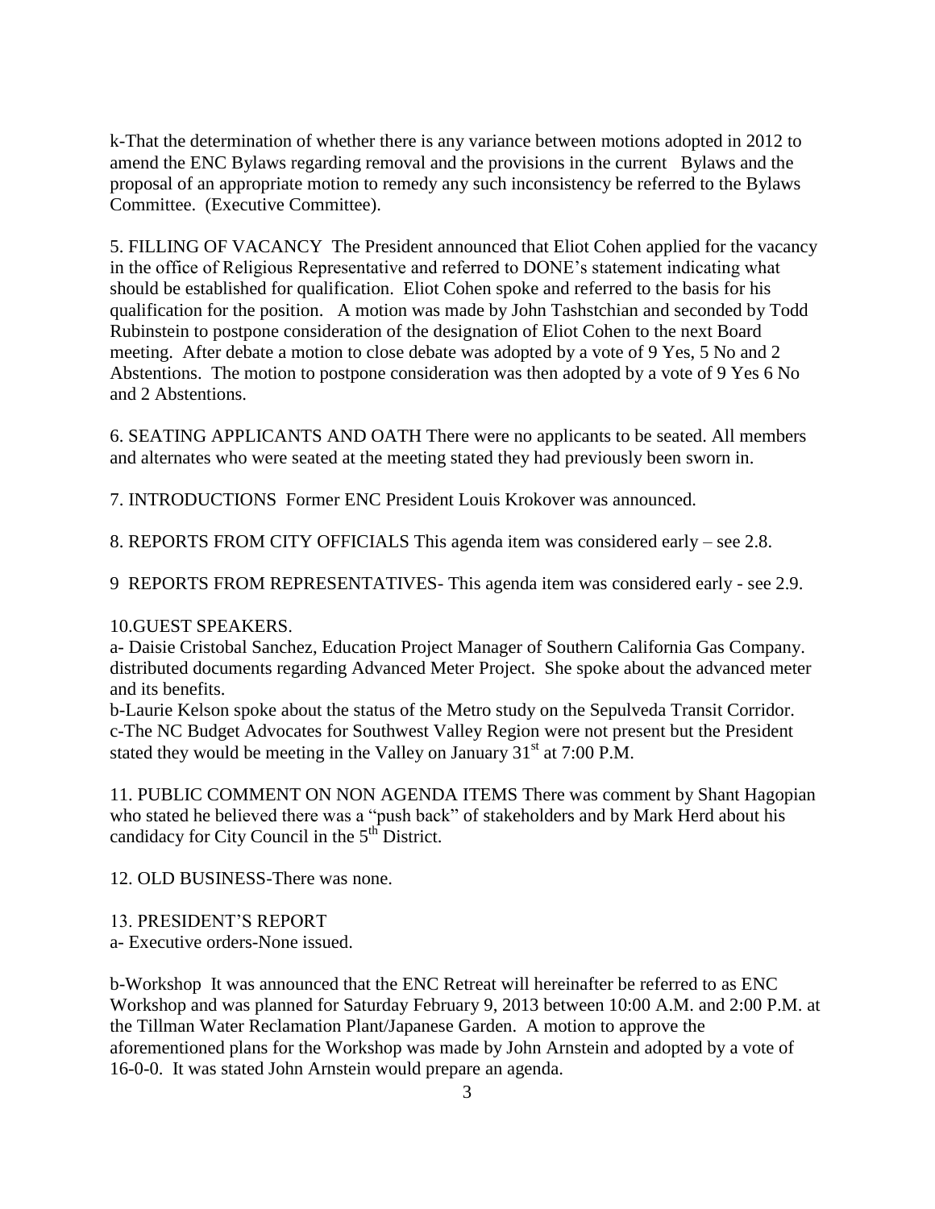k-That the determination of whether there is any variance between motions adopted in 2012 to amend the ENC Bylaws regarding removal and the provisions in the current Bylaws and the proposal of an appropriate motion to remedy any such inconsistency be referred to the Bylaws Committee. (Executive Committee).

5. FILLING OF VACANCY The President announced that Eliot Cohen applied for the vacancy in the office of Religious Representative and referred to DONE's statement indicating what should be established for qualification. Eliot Cohen spoke and referred to the basis for his qualification for the position. A motion was made by John Tashstchian and seconded by Todd Rubinstein to postpone consideration of the designation of Eliot Cohen to the next Board meeting. After debate a motion to close debate was adopted by a vote of 9 Yes, 5 No and 2 Abstentions. The motion to postpone consideration was then adopted by a vote of 9 Yes 6 No and 2 Abstentions.

6. SEATING APPLICANTS AND OATH There were no applicants to be seated. All members and alternates who were seated at the meeting stated they had previously been sworn in.

7. INTRODUCTIONS Former ENC President Louis Krokover was announced.

8. REPORTS FROM CITY OFFICIALS This agenda item was considered early – see 2.8.

9 REPORTS FROM REPRESENTATIVES- This agenda item was considered early - see 2.9.

10.GUEST SPEAKERS.

a- Daisie Cristobal Sanchez, Education Project Manager of Southern California Gas Company. distributed documents regarding Advanced Meter Project. She spoke about the advanced meter and its benefits.

b-Laurie Kelson spoke about the status of the Metro study on the Sepulveda Transit Corridor.

c-The NC Budget Advocates for Southwest Valley Region were not present but the President stated they would be meeting in the Valley on January 31st at 7:00 P.M.

11. PUBLIC COMMENT ON NON AGENDA ITEMS There was comment by Shant Hagopian who stated he believed there was a "push back" of stakeholders and by Mark Herd about his candidacy for City Council in the 5th District.

12. OLD BUSINESS-There was none.

13. PRESIDENT'S REPORT

a- Executive orders-None issued.

b-Workshop It was announced that the ENC Retreat will hereinafter be referred to as ENC Workshop and was planned for Saturday February 9, 2013 between 10:00 A.M. and 2:00 P.M. at the Tillman Water Reclamation Plant/Japanese Garden. A motion to approve the aforementioned plans for the Workshop was made by John Arnstein and adopted by a vote of 16-0-0. It was stated John Arnstein would prepare an agenda.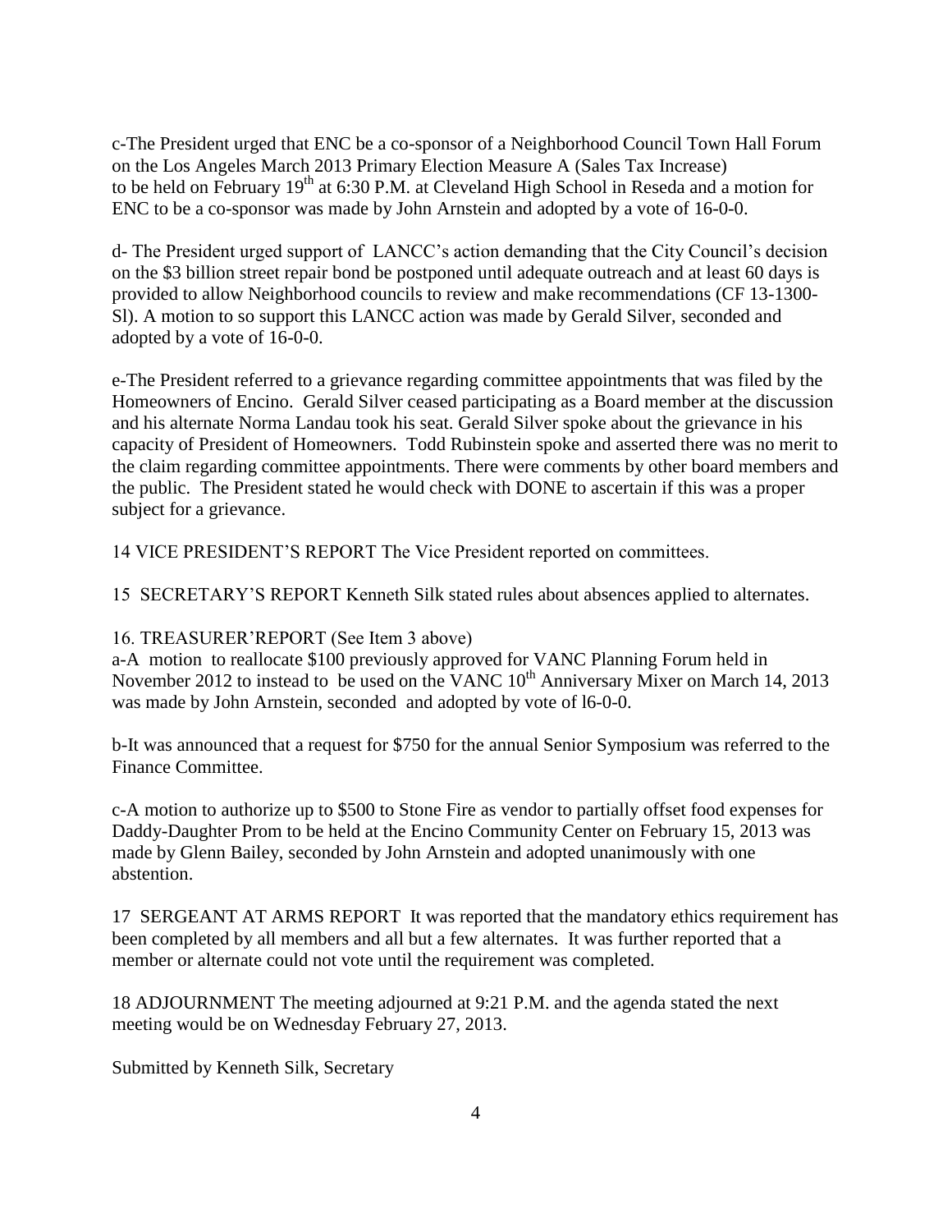c-The President urged that ENC be a co-sponsor of a Neighborhood Council Town Hall Forum on the Los Angeles March 2013 Primary Election Measure A (Sales Tax Increase) to be held on February 19th at 6:30 P.M. at Cleveland High School in Reseda and a motion for ENC to be a co-sponsor was made by John Arnstein and adopted by a vote of 16-0-0.

d- The President urged support of LANCC's action demanding that the City Council's decision on the $3 billion street repair bond be postponed until adequate outreach and at least 60 days is provided to allow Neighborhood councils to review and make recommendations (CF 13-1300-Sl). A motion to so support this LANCC action was made by Gerald Silver, seconded and adopted by a vote of 16-0-0.

e-The President referred to a grievance regarding committee appointments that was filed by the Homeowners of Encino. Gerald Silver ceased participating as a Board member at the discussion and his alternate Norma Landau took his seat. Gerald Silver spoke about the grievance in his capacity of President of Homeowners. Todd Rubinstein spoke and asserted there was no merit to the claim regarding committee appointments. There were comments by other board members and the public. The President stated he would check with DONE to ascertain if this was a proper subject for a grievance.

14 VICE PRESIDENT'S REPORT The Vice President reported on committees.

15 SECRETARY'S REPORT Kenneth Silk stated rules about absences applied to alternates.

16. TREASURER'REPORT (See Item 3 above)
a-A motion to reallocate $100 previously approved for VANC Planning Forum held in November 2012 to instead to be used on the VANC 10th Anniversary Mixer on March 14, 2013 was made by John Arnstein, seconded and adopted by vote of l6-0-0.

b-It was announced that a request for $750 for the annual Senior Symposium was referred to the Finance Committee.

c-A motion to authorize up to $500 to Stone Fire as vendor to partially offset food expenses for Daddy-Daughter Prom to be held at the Encino Community Center on February 15, 2013 was made by Glenn Bailey, seconded by John Arnstein and adopted unanimously with one abstention.

17 SERGEANT AT ARMS REPORT It was reported that the mandatory ethics requirement has been completed by all members and all but a few alternates. It was further reported that a member or alternate could not vote until the requirement was completed.

18 ADJOURNMENT The meeting adjourned at 9:21 P.M. and the agenda stated the next meeting would be on Wednesday February 27, 2013.

Submitted by Kenneth Silk, Secretary